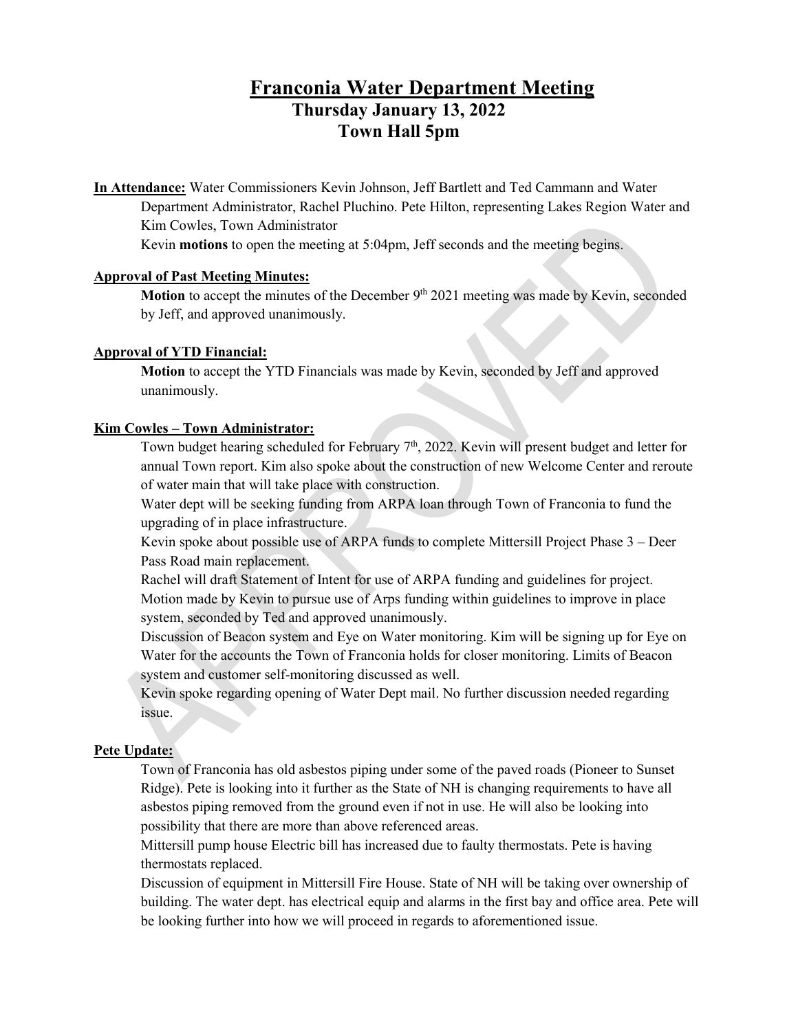# Franconia Water Department Meeting

## Thursday January 13, 2022

## Town Hall 5pm

**In Attendance:** Water Commissioners Kevin Johnson, Jeff Bartlett and Ted Cammann and Water Department Administrator, Rachel Pluchino. Pete Hilton, representing Lakes Region Water and Kim Cowles, Town Administrator

Kevin **motions** to open the meeting at 5:04pm, Jeff seconds and the meeting begins.

**Approval of Past Meeting Minutes:**

**Motion** to accept the minutes of the December 9th 2021 meeting was made by Kevin, seconded by Jeff, and approved unanimously.

**Approval of YTD Financial:**

**Motion** to accept the YTD Financials was made by Kevin, seconded by Jeff and approved unanimously.

**Kim Cowles – Town Administrator:**

Town budget hearing scheduled for February 7th, 2022. Kevin will present budget and letter for annual Town report. Kim also spoke about the construction of new Welcome Center and reroute of water main that will take place with construction.

Water dept will be seeking funding from ARPA loan through Town of Franconia to fund the upgrading of in place infrastructure.

Kevin spoke about possible use of ARPA funds to complete Mittersill Project Phase 3 – Deer Pass Road main replacement.

Rachel will draft Statement of Intent for use of ARPA funding and guidelines for project.

Motion made by Kevin to pursue use of Arps funding within guidelines to improve in place system, seconded by Ted and approved unanimously.

Discussion of Beacon system and Eye on Water monitoring. Kim will be signing up for Eye on Water for the accounts the Town of Franconia holds for closer monitoring. Limits of Beacon system and customer self-monitoring discussed as well.

Kevin spoke regarding opening of Water Dept mail. No further discussion needed regarding issue.

**Pete Update:**

Town of Franconia has old asbestos piping under some of the paved roads (Pioneer to Sunset Ridge). Pete is looking into it further as the State of NH is changing requirements to have all asbestos piping removed from the ground even if not in use. He will also be looking into possibility that there are more than above referenced areas.

Mittersill pump house Electric bill has increased due to faulty thermostats. Pete is having thermostats replaced.

Discussion of equipment in Mittersill Fire House. State of NH will be taking over ownership of building. The water dept. has electrical equip and alarms in the first bay and office area. Pete will be looking further into how we will proceed in regards to aforementioned issue.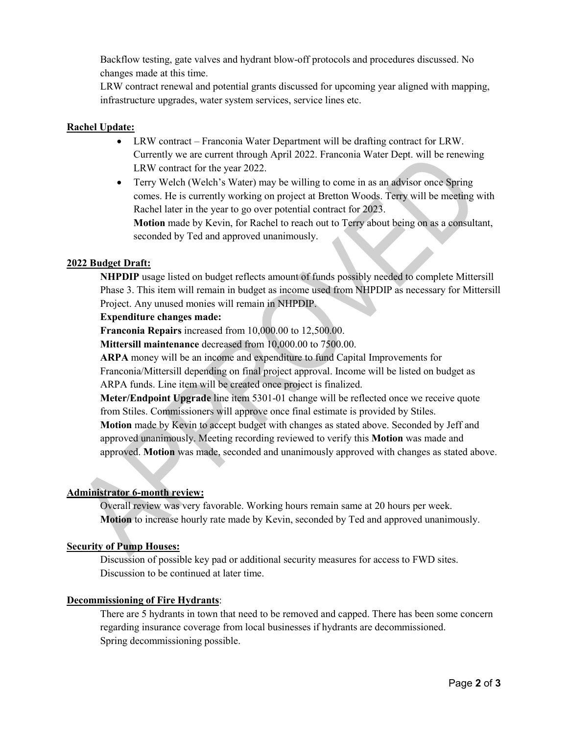Backflow testing, gate valves and hydrant blow-off protocols and procedures discussed. No changes made at this time.

LRW contract renewal and potential grants discussed for upcoming year aligned with mapping, infrastructure upgrades, water system services, service lines etc.

**Rachel Update:**

- LRW contract – Franconia Water Department will be drafting contract for LRW. Currently we are current through April 2022. Franconia Water Dept. will be renewing LRW contract for the year 2022.
- Terry Welch (Welch's Water) may be willing to come in as an advisor once Spring comes. He is currently working on project at Bretton Woods. Terry will be meeting with Rachel later in the year to go over potential contract for 2023.

  **Motion** made by Kevin, for Rachel to reach out to Terry about being on as a consultant, seconded by Ted and approved unanimously.

**2022 Budget Draft:**

**NHPDIP** usage listed on budget reflects amount of funds possibly needed to complete Mittersill Phase 3. This item will remain in budget as income used from NHPDIP as necessary for Mittersill Project. Any unused monies will remain in NHPDIP.

**Expenditure changes made:**

**Franconia Repairs** increased from 10,000.00 to 12,500.00.

**Mittersill maintenance** decreased from 10,000.00 to 7500.00.

**ARPA** money will be an income and expenditure to fund Capital Improvements for Franconia/Mittersill depending on final project approval. Income will be listed on budget as ARPA funds. Line item will be created once project is finalized.

**Meter/Endpoint Upgrade** line item 5301-01 change will be reflected once we receive quote from Stiles. Commissioners will approve once final estimate is provided by Stiles.

**Motion** made by Kevin to accept budget with changes as stated above. Seconded by Jeff and approved unanimously. Meeting recording reviewed to verify this **Motion** was made and approved. **Motion** was made, seconded and unanimously approved with changes as stated above.

**Administrator 6-month review:**

Overall review was very favorable. Working hours remain same at 20 hours per week.

**Motion** to increase hourly rate made by Kevin, seconded by Ted and approved unanimously.

**Security of Pump Houses:**

Discussion of possible key pad or additional security measures for access to FWD sites. Discussion to be continued at later time.

**Decommissioning of Fire Hydrants**:

There are 5 hydrants in town that need to be removed and capped. There has been some concern regarding insurance coverage from local businesses if hydrants are decommissioned.

Spring decommissioning possible.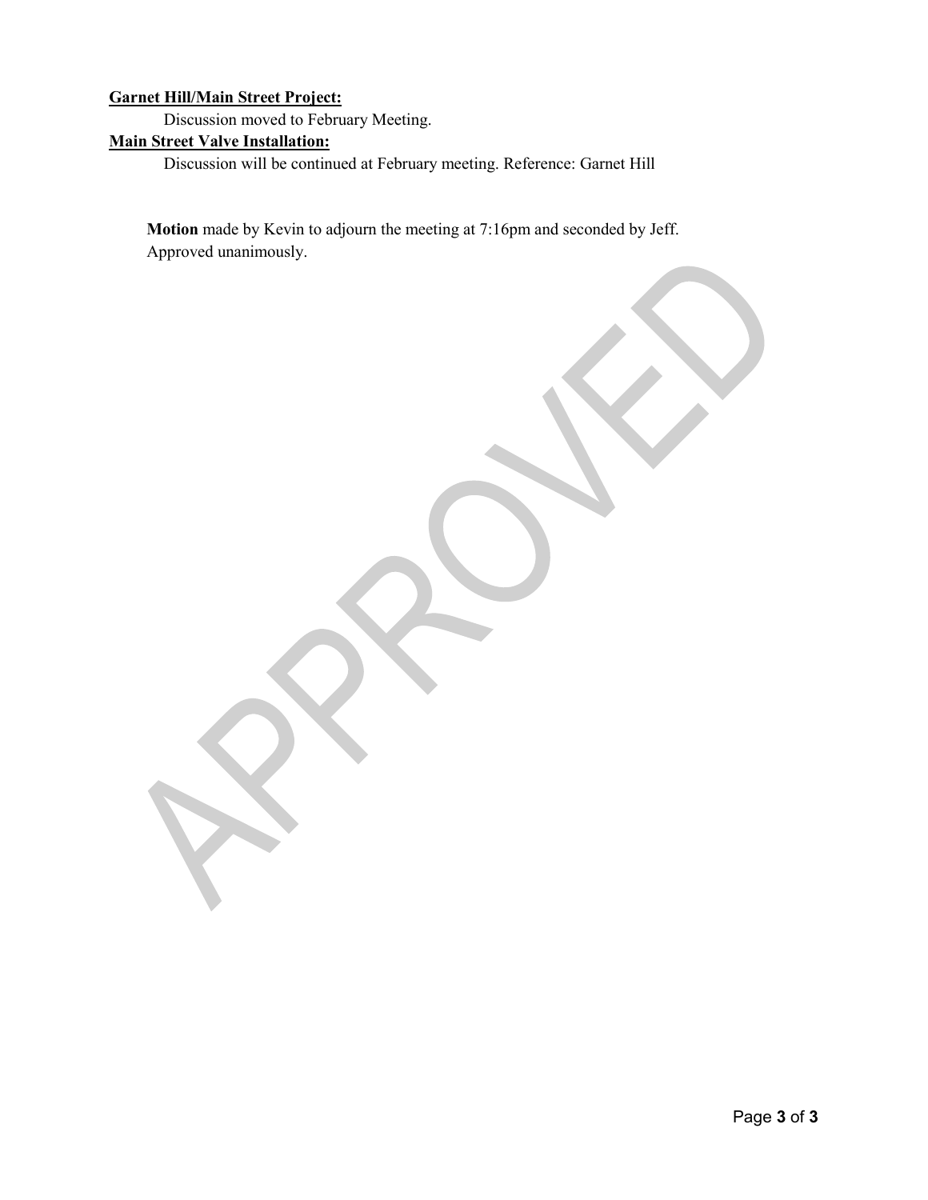**<u>Garnet Hill/Main Street Project:</u>**

Discussion moved to February Meeting.

**<u>Main Street Valve Installation:</u>**

Discussion will be continued at February meeting. Reference: Garnet Hill

**Motion** made by Kevin to adjourn the meeting at 7:16pm and seconded by Jeff. Approved unanimously.

APPROVED